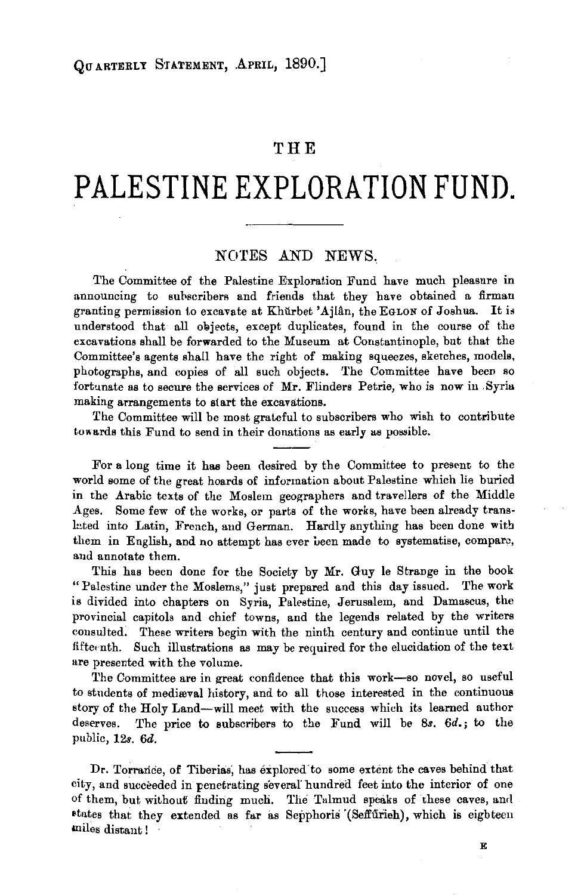# THE PALESTINE EXPLORATION FUND.

## NOTES AND NEWS.

The Committee of the Palestine Exploration Fund have much pleasure in announcing to subscribers and friends that they have obtained a firman granting permission to excavate at Khŭrbet 'Ajlân, the EGLON of Joshua. It is understood that all objects, except duplicates, found in the course of the excavations shall be forwarded to the Museum at Constantinople, but that the Committee's agents shall have the right of making squeezes, sketches, models, photographs, and copies of all such objects. The Committee have been so fortunate as to secure the services of Mr. Flinders Petrie, who is now in Syria making arrangements to start the excavations.

The Committee will be most grateful to subscribers who wish to contribute towards this Fund to send in their donations as early as possible.

---

For a long time it has been desired by the Committee to present to the world some of the great hoards of information about Palestine which lie buried in the Arabic texts of the Moslem geographers and travellers of the Middle Ages. Some few of the works, or parts of the works, have been already translated into Latin, French, and German. Hardly anything has been done with them in English, and no attempt has ever been made to systematise, compare, and annotate them.

This has been done for the Society by Mr. Guy le Strange in the book "Palestine under the Moslems," just prepared and this day issued. The work is divided into chapters on Syria, Palestine, Jerusalem, and Damascus, the provincial capitols and chief towns, and the legends related by the writers consulted. These writers begin with the ninth century and continue until the fifteenth. Such illustrations as may be required for the elucidation of the text are presented with the volume.

The Committee are in great confidence that this work—so novel, so useful to students of mediæval history, and to all those interested in the continuous story of the Holy Land—will meet with the success which its learned author deserves. The price to subscribers to the Fund will be *8s. 6d.*; to the public, *12s. 6d.*

---

Dr. Torrance, of Tiberias, has explored to some extent the caves behind that city, and succeeded in penetrating several hundred feet into the interior of one of them, but without finding much. The Talmud speaks of these caves, and states that they extended as far as Sepphoris (Seffŭrieh), which is eighteen miles distant!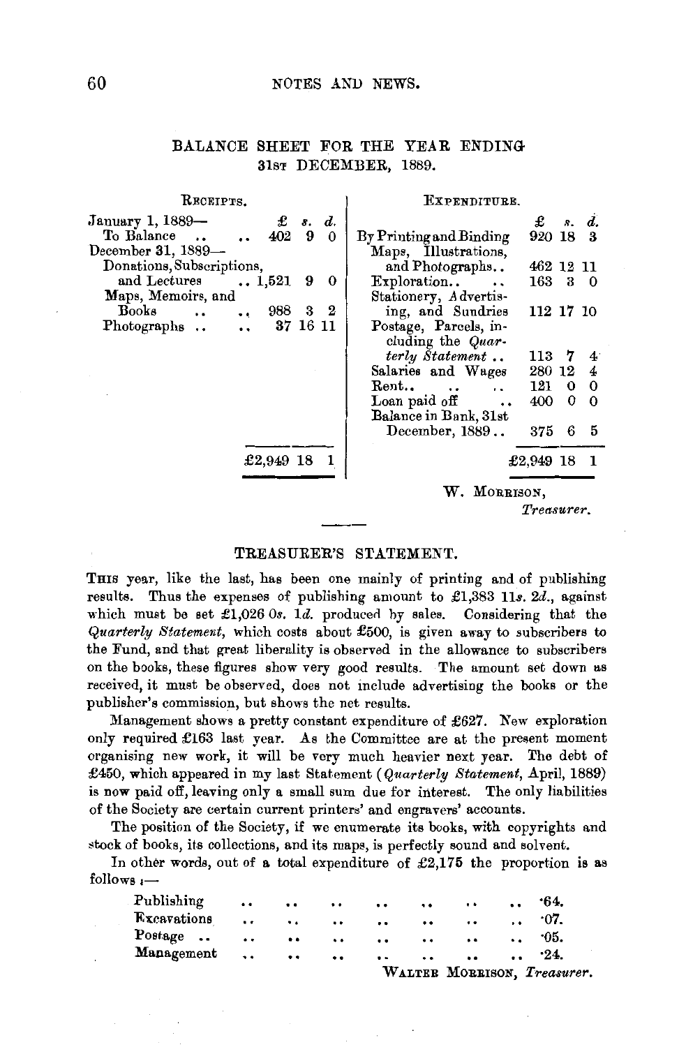## BALANCE SHEET FOR THE YEAR ENDING 31ST DECEMBER, 1889.

| RECEIPTS. | £ | s. | d. | EXPENDITURE. | £ | s. | d. |
|---|---|---|---|---|---|---|---|
| January 1, 1889— | | | | | | | |
| To Balance .. .. | 402 | 9 | 0 | By Printing and Binding | 920 | 18 | 3 |
| December 31, 1889— | | | | Maps, Illustrations, and Photographs.. | 462 | 12 | 11 |
| Donations, Subscriptions, and Lectures .. | 1,521 | 9 | 0 | Exploration.. .. | 163 | 3 | 0 |
| Maps, Memoirs, and Books .. .. | 988 | 3 | 2 | Stationery, Advertising, and Sundries | 112 | 17 | 10 |
| Photographs .. .. | 37 | 16 | 11 | Postage, Parcels, including the *Quarterly Statement* .. | 113 | 7 | 4 |
| | | | | Salaries and Wages | 280 | 12 | 4 |
| | | | | Rent.. .. .. | 121 | 0 | 0 |
| | | | | Loan paid off .. | 400 | 0 | 0 |
| | | | | Balance in Bank, 31st December, 1889.. | 375 | 6 | 5 |
| | £2,949 | 18 | 1 | | £2,949 | 18 | 1 |

W. MORRISON,
*Treasurer.*

---

## TREASURER'S STATEMENT.

THIS year, like the last, has been one mainly of printing and of publishing results. Thus the expenses of publishing amount to £1,383 11*s.* 2*d.*, against which must be set £1,026 0*s.* 1*d.* produced by sales. Considering that the *Quarterly Statement*, which costs about £500, is given away to subscribers to the Fund, and that great liberality is observed in the allowance to subscribers on the books, these figures show very good results. The amount set down as received, it must be observed, does not include advertising the books or the publisher's commission, but shows the net results.

Management shows a pretty constant expenditure of £627. New exploration only required £163 last year. As the Committee are at the present moment organising new work, it will be very much heavier next year. The debt of £450, which appeared in my last Statement (*Quarterly Statement*, April, 1889) is now paid off, leaving only a small sum due for interest. The only liabilities of the Society are certain current printers' and engravers' accounts.

The position of the Society, if we enumerate its books, with copyrights and stock of books, its collections, and its maps, is perfectly sound and solvent.

In other words, out of a total expenditure of £2,175 the proportion is as follows :—

| | |
|---|---|
| Publishing .. .. .. .. .. .. .. | ·64. |
| Excavations .. .. .. .. .. .. .. | ·07. |
| Postage .. .. .. .. .. .. .. | ·05. |
| Management .. .. .. .. .. .. .. | ·24. |

WALTER MORRISON, *Treasurer.*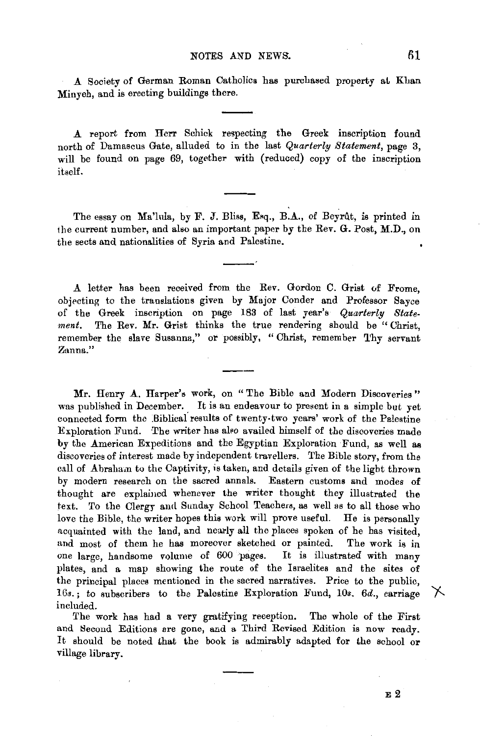A Society of German Roman Catholics has purchased property at Khan Minyeh, and is erecting buildings there.

---

A report from Herr Schick respecting the Greek inscription found north of Damascus Gate, alluded to in the last *Quarterly Statement*, page 3, will be found on page 69, together with (reduced) copy of the inscription itself.

---

The essay on Ma'lula, by F. J. Bliss, Esq., B.A., of Beyrût, is printed in the current number, and also an important paper by the Rev. G. Post, M.D., on the sects and nationalities of Syria and Palestine.

---

A letter has been received from the Rev. Gordon C. Grist of Frome, objecting to the translations given by Major Conder and Professor Sayce of the Greek inscription on page 183 of last year's *Quarterly Statement*. The Rev. Mr. Grist thinks the true rendering should be "Christ, remember the slave Susanna," or possibly, "Christ, remember Thy servant Zanna."

---

Mr. Henry A. Harper's work, on "The Bible and Modern Discoveries" was published in December. It is an endeavour to present in a simple but yet connected form the Biblical results of twenty-two years' work of the Palestine Exploration Fund. The writer has also availed himself of the discoveries made by the American Expeditions and the Egyptian Exploration Fund, as well as discoveries of interest made by independent travellers. The Bible story, from the call of Abraham to the Captivity, is taken, and details given of the light thrown by modern research on the sacred annals. Eastern customs and modes of thought are explained whenever the writer thought they illustrated the text. To the Clergy and Sunday School Teachers, as well as to all those who love the Bible, the writer hopes this work will prove useful. He is personally acquainted with the land, and nearly all the places spoken of he has visited, and most of them he has moreover sketched or painted. The work is in one large, handsome volume of 600 pages. It is illustrated with many plates, and a map showing the route of the Israelites and the sites of the principal places mentioned in the sacred narratives. Price to the public, 16*s.*; to subscribers to the Palestine Exploration Fund, 10*s.* 6*d.*, carriage included.

The work has had a very gratifying reception. The whole of the First and Second Editions are gone, and a Third Revised Edition is now ready. It should be noted that the book is admirably adapted for the school or village library.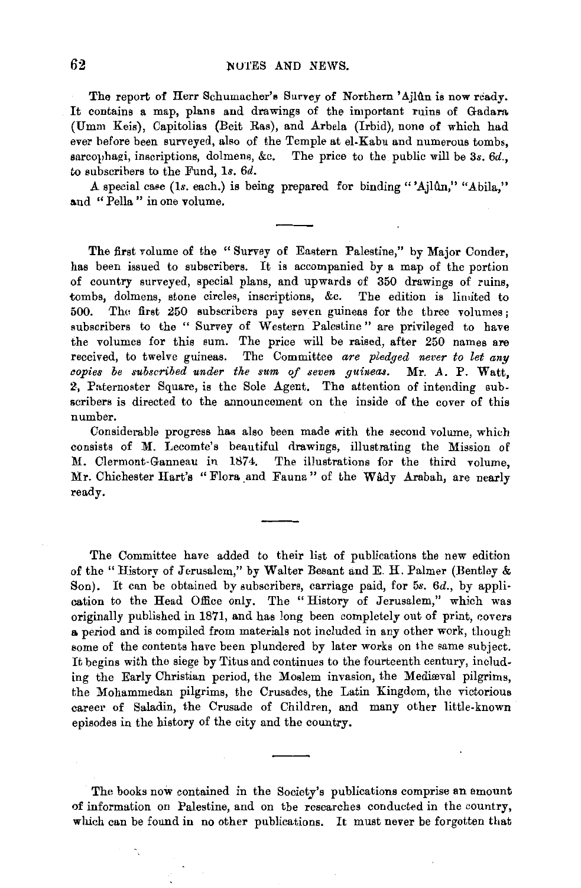The report of Herr Schumacher's Survey of Northern 'Ajlûn is now ready. It contains a map, plans and drawings of the important ruins of Gadara (Umm Keis), Capitolias (Beit Ras), and Arbela (Irbid), none of which had ever before been surveyed, also of the Temple at el-Kabu and numerous tombs, sarcophagi, inscriptions, dolmens, &c. The price to the public will be 3*s*. 6*d*., to subscribers to the Fund, 1*s*. 6*d*.

A special case (1*s*. each.) is being prepared for binding "'Ajlûn," "Abila," and "Pella" in one volume.

---

The first volume of the "Survey of Eastern Palestine," by Major Conder, has been issued to subscribers. It is accompanied by a map of the portion of country surveyed, special plans, and upwards of 350 drawings of ruins, tombs, dolmens, stone circles, inscriptions, &c. The edition is limited to 500. The first 250 subscribers pay seven guineas for the three volumes; subscribers to the "Survey of Western Palestine" are privileged to have the volumes for this sum. The price will be raised, after 250 names are received, to twelve guineas. The Committee *are pledged never to let any copies be subscribed under the sum of seven guineas.* Mr. A. P. Watt, 2, Paternoster Square, is the Sole Agent. The attention of intending subscribers is directed to the announcement on the inside of the cover of this number.

Considerable progress has also been made with the second volume, which consists of M. Lecomte's beautiful drawings, illustrating the Mission of M. Clermont-Ganneau in 1874. The illustrations for the third volume, Mr. Chichester Hart's "Flora and Fauna" of the Wâdy Arabah, are nearly ready.

---

The Committee have added to their list of publications the new edition of the "History of Jerusalem," by Walter Besant and E. H. Palmer (Bentley & Son). It can be obtained by subscribers, carriage paid, for 5*s*. 6*d*., by application to the Head Office only. The "History of Jerusalem," which was originally published in 1871, and has long been completely out of print, covers a period and is compiled from materials not included in any other work, though some of the contents have been plundered by later works on the same subject. It begins with the siege by Titus and continues to the fourteenth century, including the Early Christian period, the Moslem invasion, the Mediæval pilgrims, the Mohammedan pilgrims, the Crusades, the Latin Kingdom, the victorious career of Saladin, the Crusade of Children, and many other little-known episodes in the history of the city and the country.

---

The books now contained in the Society's publications comprise an amount of information on Palestine, and on the researches conducted in the country, which can be found in no other publications. It must never be forgotten that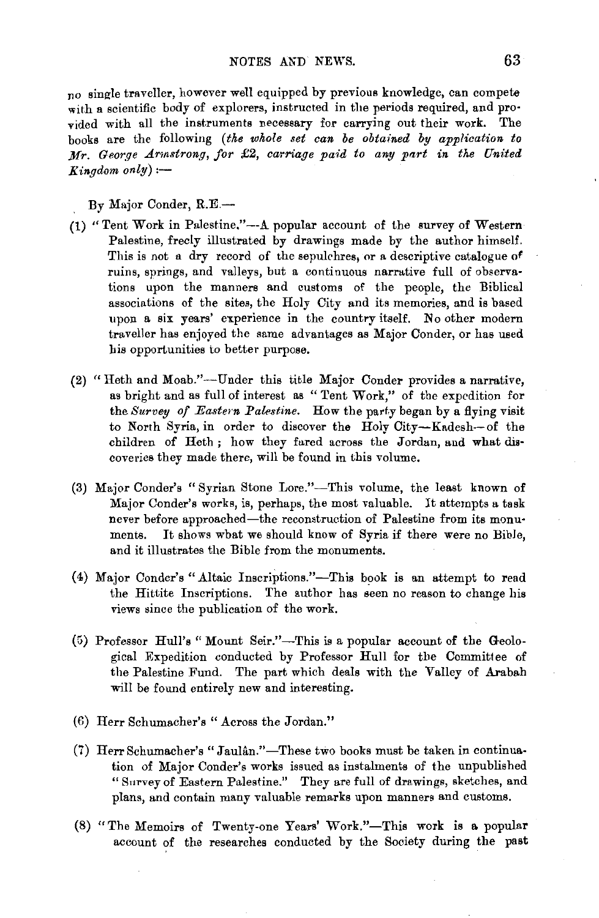no single traveller, however well equipped by previous knowledge, can compete with a scientific body of explorers, instructed in the periods required, and provided with all the instruments necessary for carrying out their work. The books are the following (*the whole set can be obtained by application to Mr. George Armstrong, for £2, carriage paid to any part in the United Kingdom only*) :—

By Major Conder, R.E.—

(1) "Tent Work in Palestine."—A popular account of the survey of Western Palestine, freely illustrated by drawings made by the author himself. This is not a dry record of the sepulchres, or a descriptive catalogue of ruins, springs, and valleys, but a continuous narrative full of observations upon the manners and customs of the people, the Biblical associations of the sites, the Holy City and its memories, and is based upon a six years' experience in the country itself. No other modern traveller has enjoyed the same advantages as Major Conder, or has used his opportunities to better purpose.

(2) "Heth and Moab."—Under this title Major Conder provides a narrative, as bright and as full of interest as "Tent Work," of the expedition for the *Survey of Eastern Palestine*. How the party began by a flying visit to North Syria, in order to discover the Holy City—Kadesh—of the children of Heth; how they fared across the Jordan, and what discoveries they made there, will be found in this volume.

(3) Major Conder's "Syrian Stone Lore."—This volume, the least known of Major Conder's works, is, perhaps, the most valuable. It attempts a task never before approached—the reconstruction of Palestine from its monuments. It shows what we should know of Syria if there were no Bible, and it illustrates the Bible from the monuments.

(4) Major Conder's "Altaic Inscriptions."—This book is an attempt to read the Hittite Inscriptions. The author has seen no reason to change his views since the publication of the work.

(5) Professor Hull's "Mount Seir."—This is a popular account of the Geological Expedition conducted by Professor Hull for the Committee of the Palestine Fund. The part which deals with the Valley of Arabah will be found entirely new and interesting.

(6) Herr Schumacher's "Across the Jordan."

(7) Herr Schumacher's "Jaulân."—These two books must be taken in continuation of Major Conder's works issued as instalments of the unpublished "Survey of Eastern Palestine." They are full of drawings, sketches, and plans, and contain many valuable remarks upon manners and customs.

(8) "The Memoirs of Twenty-one Years' Work."—This work is a popular account of the researches conducted by the Society during the past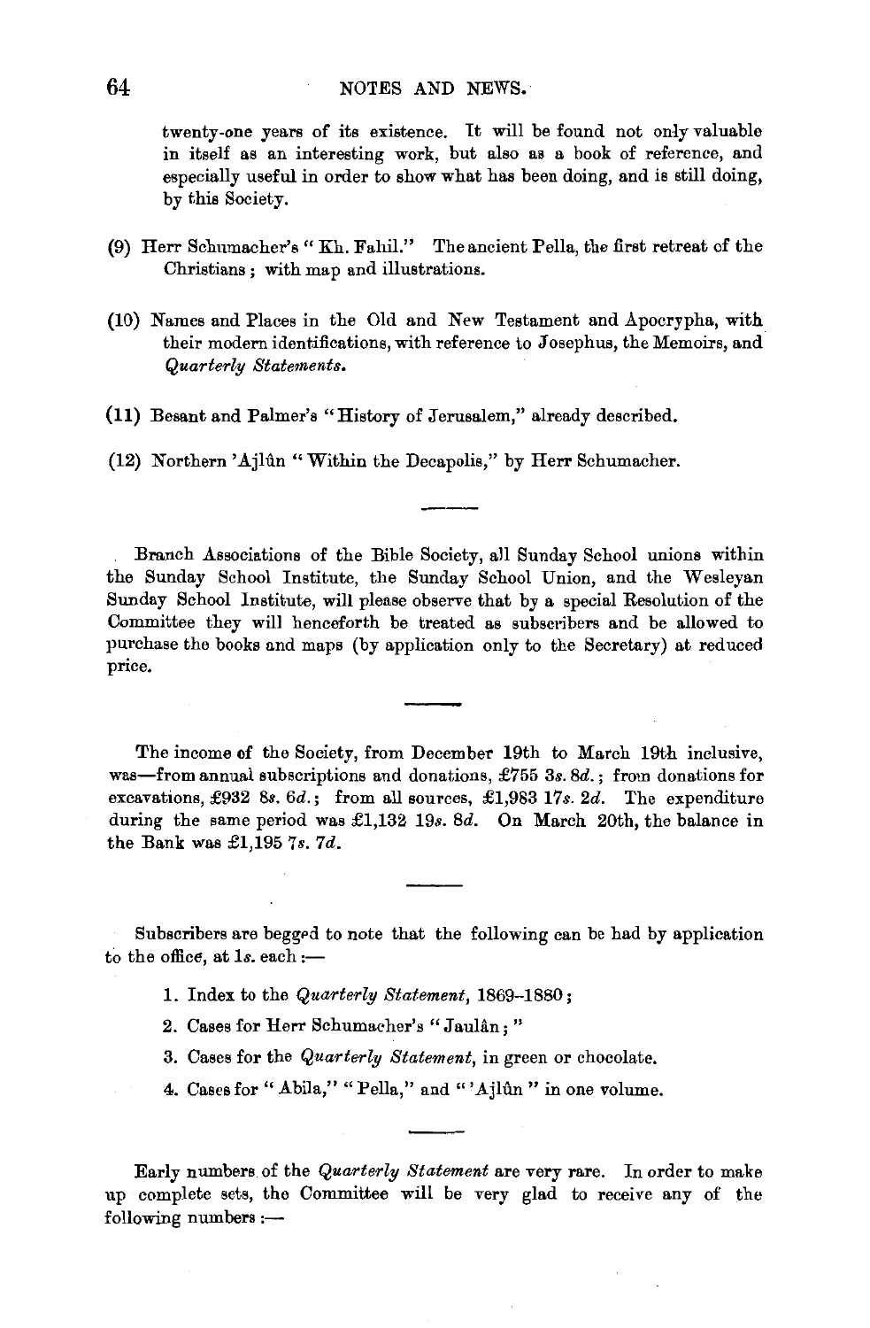twenty-one years of its existence. It will be found not only valuable in itself as an interesting work, but also as a book of reference, and especially useful in order to show what has been doing, and is still doing, by this Society.

(9) Herr Schumacher's "Kh. Fahil." The ancient Pella, the first retreat of the Christians; with map and illustrations.

(10) Names and Places in the Old and New Testament and Apocrypha, with their modern identifications, with reference to Josephus, the Memoirs, and *Quarterly Statements.*

(11) Besant and Palmer's "History of Jerusalem," already described.

(12) Northern 'Ajlûn "Within the Decapolis," by Herr Schumacher.

---

Branch Associations of the Bible Society, all Sunday School unions within the Sunday School Institute, the Sunday School Union, and the Wesleyan Sunday School Institute, will please observe that by a special Resolution of the Committee they will henceforth be treated as subscribers and be allowed to purchase the books and maps (by application only to the Secretary) at reduced price.

---

The income of the Society, from December 19th to March 19th inclusive, was—from annual subscriptions and donations, £755 3*s.* 8*d.*; from donations for excavations, £932 8*s.* 6*d.*; from all sources, £1,983 17*s.* 2*d.* The expenditure during the same period was £1,132 19*s.* 8*d.* On March 20th, the balance in the Bank was £1,195 7*s.* 7*d.*

---

Subscribers are begged to note that the following can be had by application to the office, at 1*s.* each:—

1. Index to the *Quarterly Statement*, 1869–1880;
2. Cases for Herr Schumacher's "Jaulân;"
3. Cases for the *Quarterly Statement*, in green or chocolate.
4. Cases for "Abila," "Pella," and "'Ajlûn" in one volume.

---

Early numbers of the *Quarterly Statement* are very rare. In order to make up complete sets, the Committee will be very glad to receive any of the following numbers:—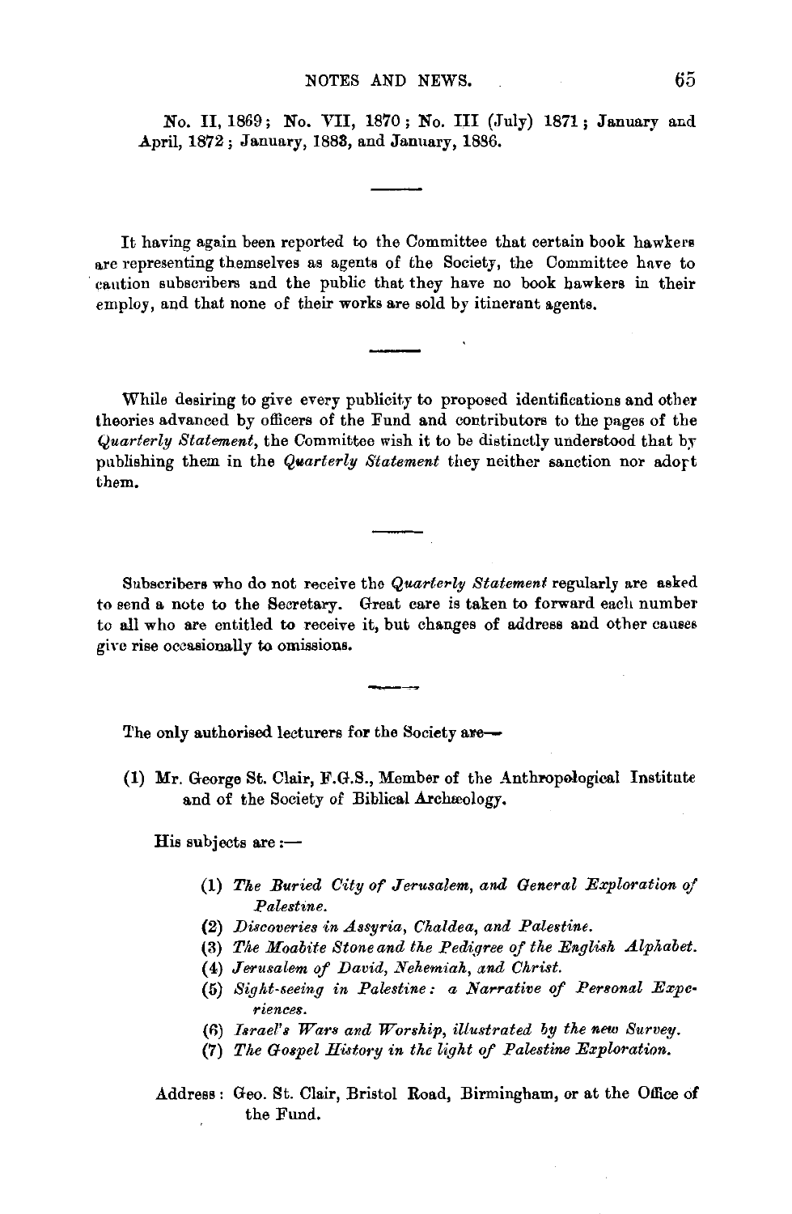No. II, 1869; No. VII, 1870; No. III (July) 1871; January and April, 1872; January, 1883, and January, 1886.

---

It having again been reported to the Committee that certain book hawkers are representing themselves as agents of the Society, the Committee have to caution subscribers and the public that they have no book hawkers in their employ, and that none of their works are sold by itinerant agents.

---

While desiring to give every publicity to proposed identifications and other theories advanced by officers of the Fund and contributors to the pages of the *Quarterly Statement*, the Committee wish it to be distinctly understood that by publishing them in the *Quarterly Statement* they neither sanction nor adopt them.

---

Subscribers who do not receive the *Quarterly Statement* regularly are asked to send a note to the Secretary. Great care is taken to forward each number to all who are entitled to receive it, but changes of address and other causes give rise occasionally to omissions.

---

The only authorised lecturers for the Society are—

(1) Mr. George St. Clair, F.G.S., Member of the Anthropological Institute and of the Society of Biblical Archæology.

His subjects are :—

(1) *The Buried City of Jerusalem, and General Exploration of Palestine.*
(2) *Discoveries in Assyria, Chaldea, and Palestine.*
(3) *The Moabite Stone and the Pedigree of the English Alphabet.*
(4) *Jerusalem of David, Nehemiah, and Christ.*
(5) *Sight-seeing in Palestine: a Narrative of Personal Experiences.*
(6) *Israel's Wars and Worship, illustrated by the new Survey.*
(7) *The Gospel History in the light of Palestine Exploration.*

Address: Geo. St. Clair, Bristol Road, Birmingham, or at the Office of the Fund.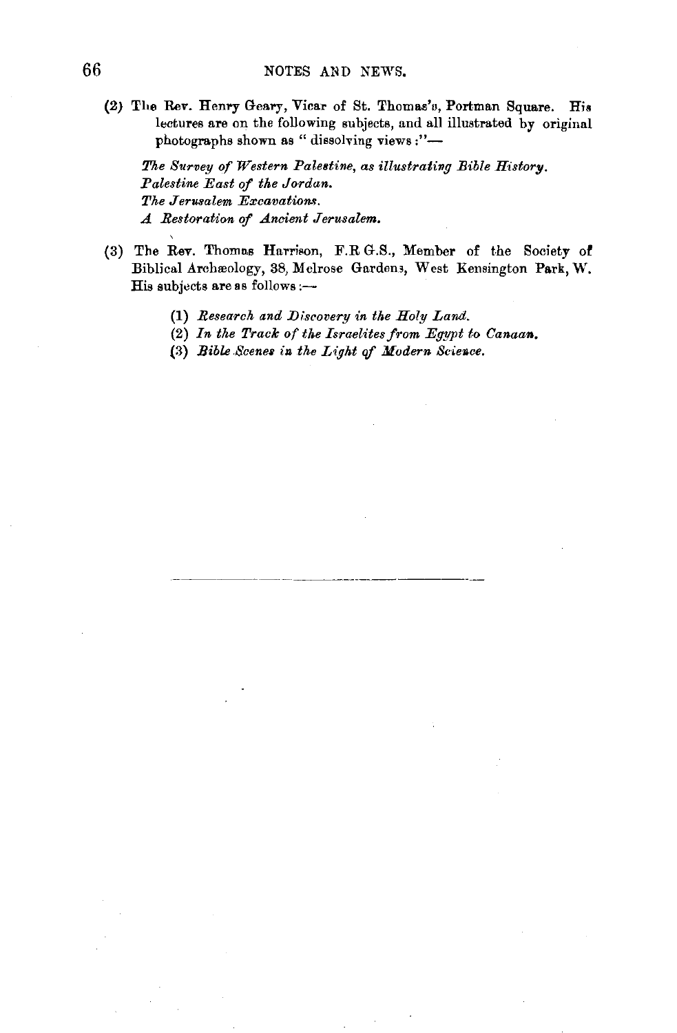(2) The Rev. Henry Geary, Vicar of St. Thomas's, Portman Square. His lectures are on the following subjects, and all illustrated by original photographs shown as "dissolving views:"—

*The Survey of Western Palestine, as illustrating Bible History.*
*Palestine East of the Jordan.*
*The Jerusalem Excavations.*
*A Restoration of Ancient Jerusalem.*

(3) The Rev. Thomas Harrison, F.R.G.S., Member of the Society of Biblical Archæology, 38, Melrose Gardens, West Kensington Park, W. His subjects are as follows:—

(1) *Research and Discovery in the Holy Land.*
(2) *In the Track of the Israelites from Egypt to Canaan.*
(3) *Bible Scenes in the Light of Modern Science.*

---